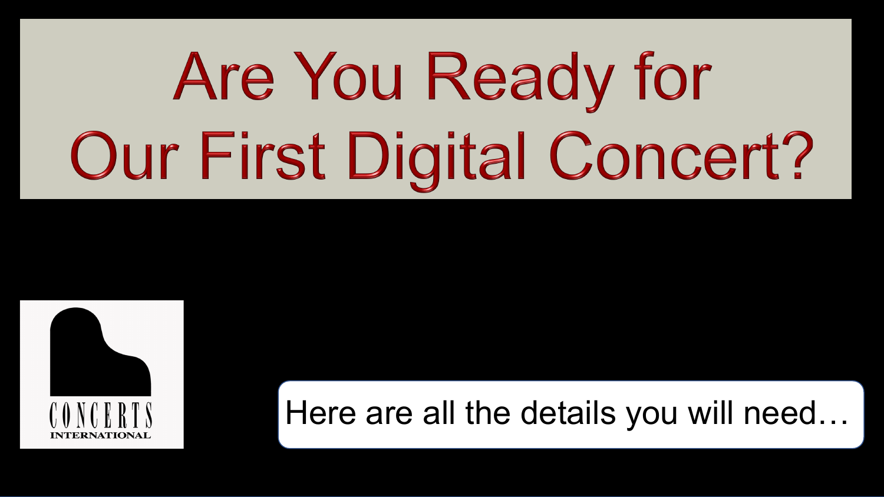# Are You Ready for Our First Digital Concert?

CONCERTS INTERNATIONAL

Here are all the details you will need…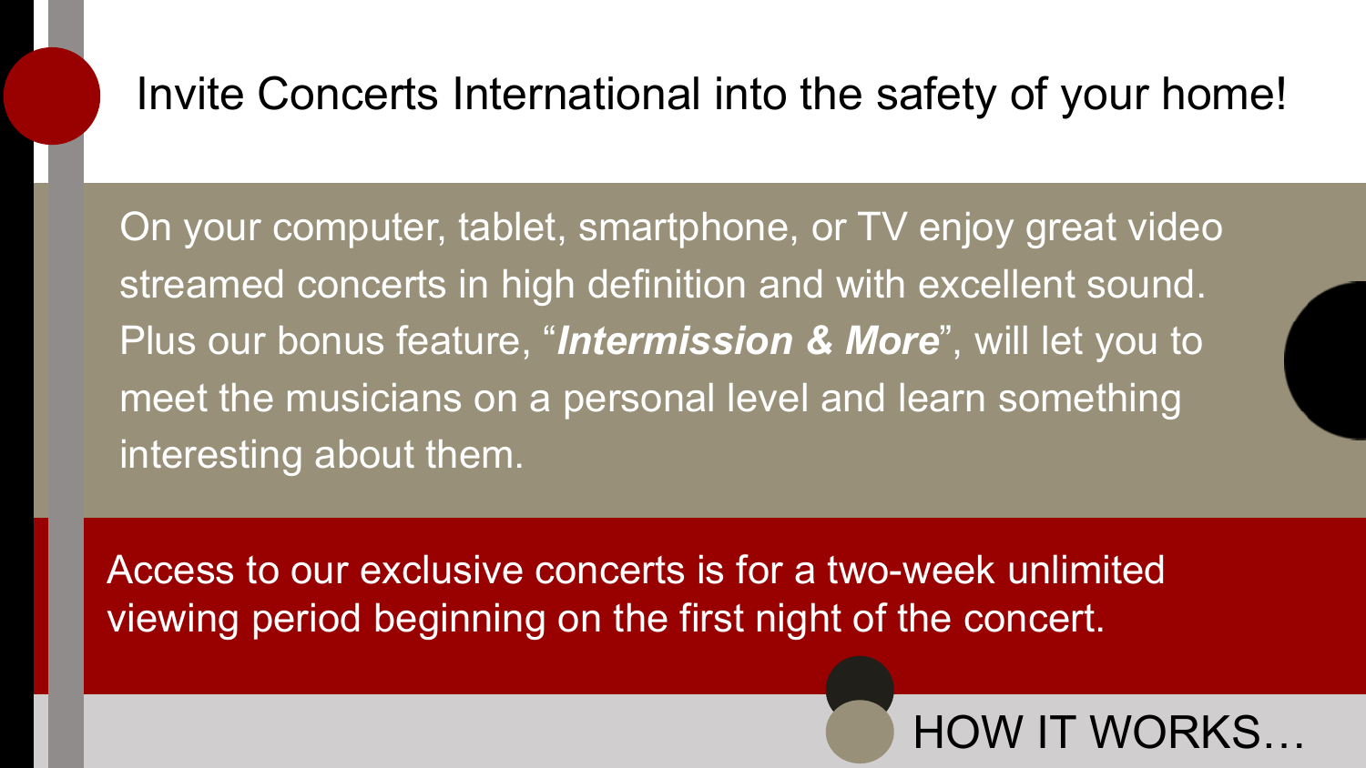# Invite Concerts International into the safety of your home!

On your computer, tablet, smartphone, or TV enjoy great video streamed concerts in high definition and with excellent sound. Plus our bonus feature, "***Intermission & More***", will let you to meet the musicians on a personal level and learn something interesting about them.

Access to our exclusive concerts is for a two-week unlimited viewing period beginning on the first night of the concert.

HOW IT WORKS…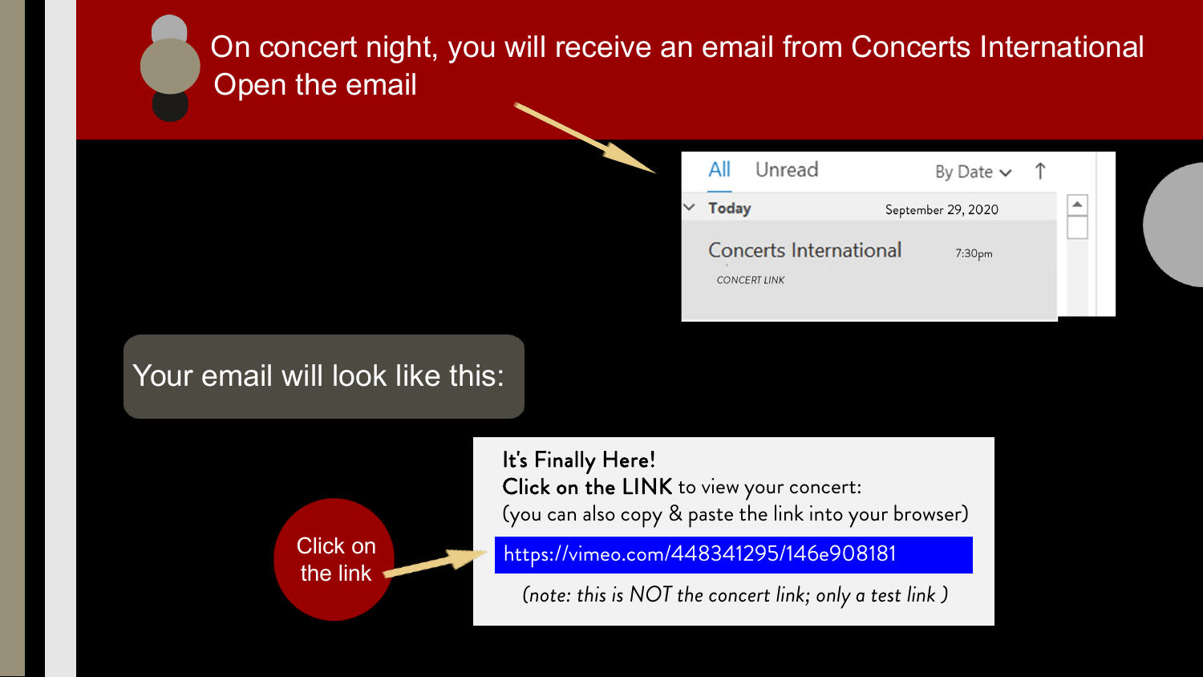# On concert night, you will receive an email from Concerts International
# Open the email

All Unread By Date

Today September 29, 2020

Concerts International 7:30pm

CONCERT LINK

Your email will look like this:

Click on the link

**It's Finally Here!**
**Click on the LINK** to view your concert:
(you can also copy & paste the link into your browser)

https://vimeo.com/448341295/146e908181

*(note: this is NOT the concert link; only a test link )*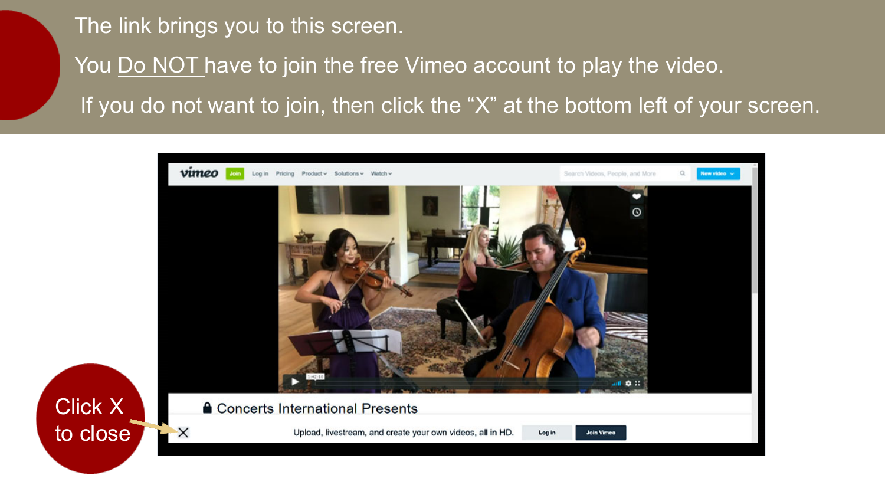The link brings you to this screen.

You <u>Do NOT</u> have to join the free Vimeo account to play the video.

If you do not want to join, then click the “X” at the bottom left of your screen.

Click X to close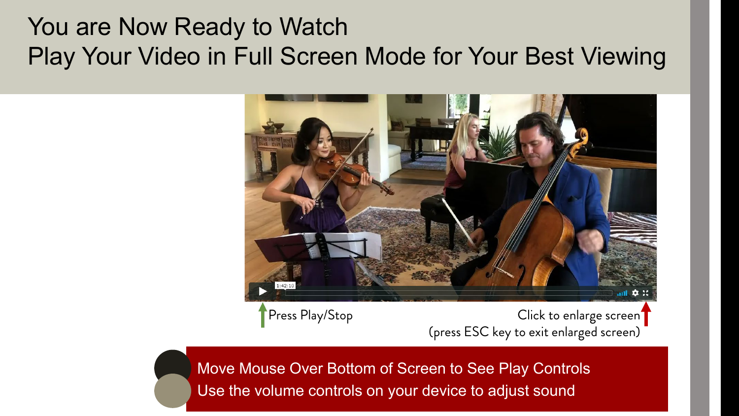# You are Now Ready to Watch
# Play Your Video in Full Screen Mode for Your Best Viewing

Press Play/Stop

Click to enlarge screen
(press ESC key to exit enlarged screen)

Move Mouse Over Bottom of Screen to See Play Controls
Use the volume controls on your device to adjust sound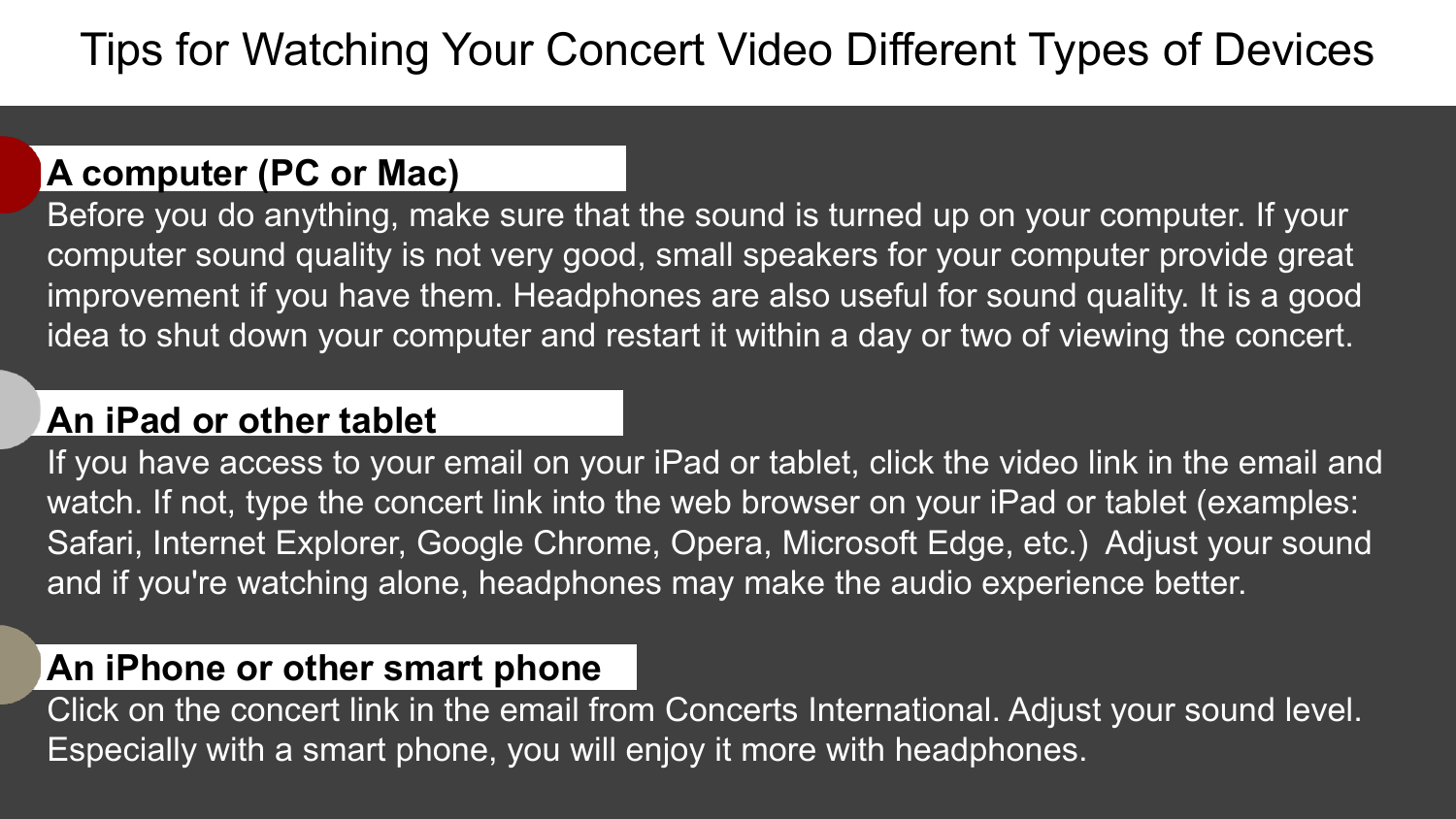# Tips for Watching Your Concert Video Different Types of Devices

## A computer (PC or Mac)

Before you do anything, make sure that the sound is turned up on your computer. If your computer sound quality is not very good, small speakers for your computer provide great improvement if you have them. Headphones are also useful for sound quality. It is a good idea to shut down your computer and restart it within a day or two of viewing the concert.

## An iPad or other tablet

If you have access to your email on your iPad or tablet, click the video link in the email and watch. If not, type the concert link into the web browser on your iPad or tablet (examples: Safari, Internet Explorer, Google Chrome, Opera, Microsoft Edge, etc.) Adjust your sound and if you're watching alone, headphones may make the audio experience better.

## An iPhone or other smart phone

Click on the concert link in the email from Concerts International. Adjust your sound level. Especially with a smart phone, you will enjoy it more with headphones.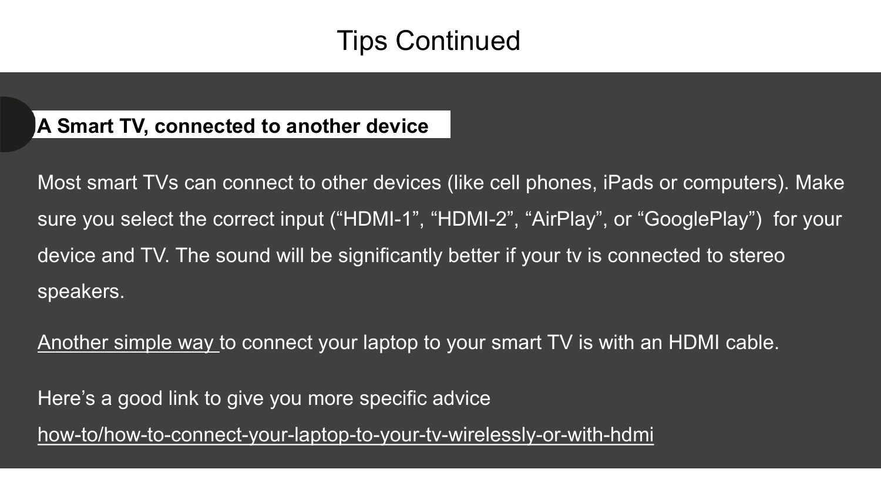# Tips Continued

**A Smart TV, connected to another device**

Most smart TVs can connect to other devices (like cell phones, iPads or computers). Make sure you select the correct input (“HDMI-1”, “HDMI-2”, “AirPlay”, or “GooglePlay”) for your device and TV. The sound will be significantly better if your tv is connected to stereo speakers.

Another simple way to connect your laptop to your smart TV is with an HDMI cable.

Here’s a good link to give you more specific advice

how-to/how-to-connect-your-laptop-to-your-tv-wirelessly-or-with-hdmi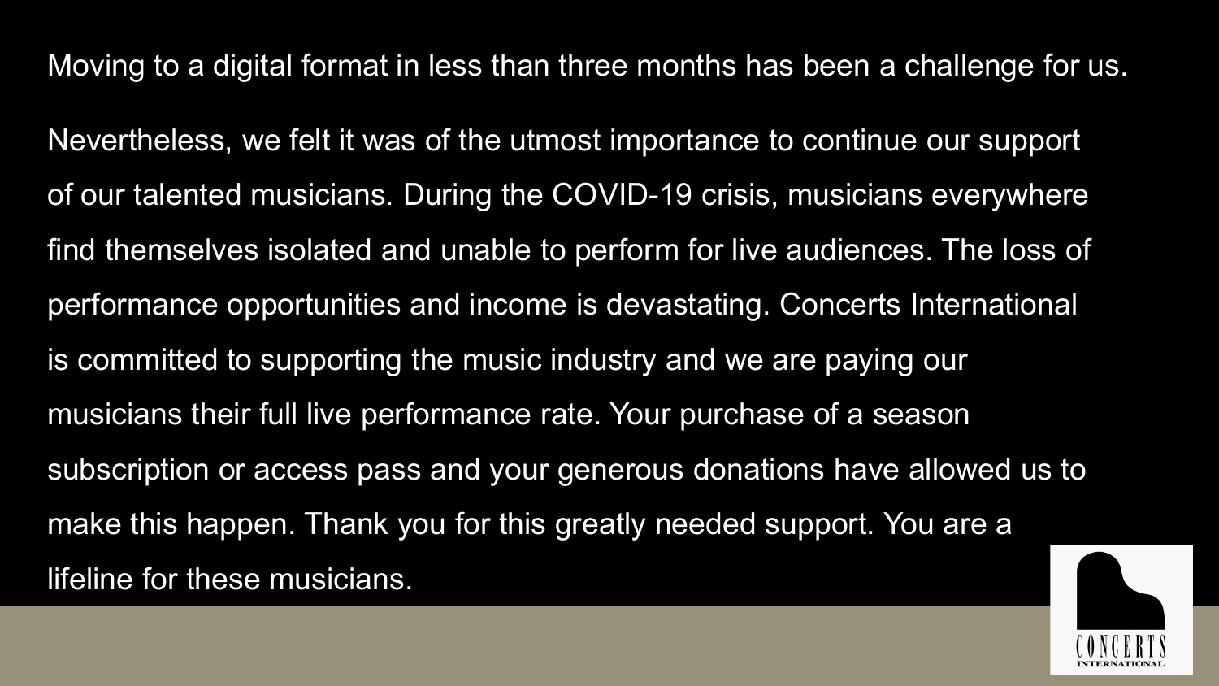Moving to a digital format in less than three months has been a challenge for us.

Nevertheless, we felt it was of the utmost importance to continue our support of our talented musicians. During the COVID-19 crisis, musicians everywhere find themselves isolated and unable to perform for live audiences. The loss of performance opportunities and income is devastating. Concerts International is committed to supporting the music industry and we are paying our musicians their full live performance rate. Your purchase of a season subscription or access pass and your generous donations have allowed us to make this happen. Thank you for this greatly needed support. You are a lifeline for these musicians.

CONCERTS INTERNATIONAL